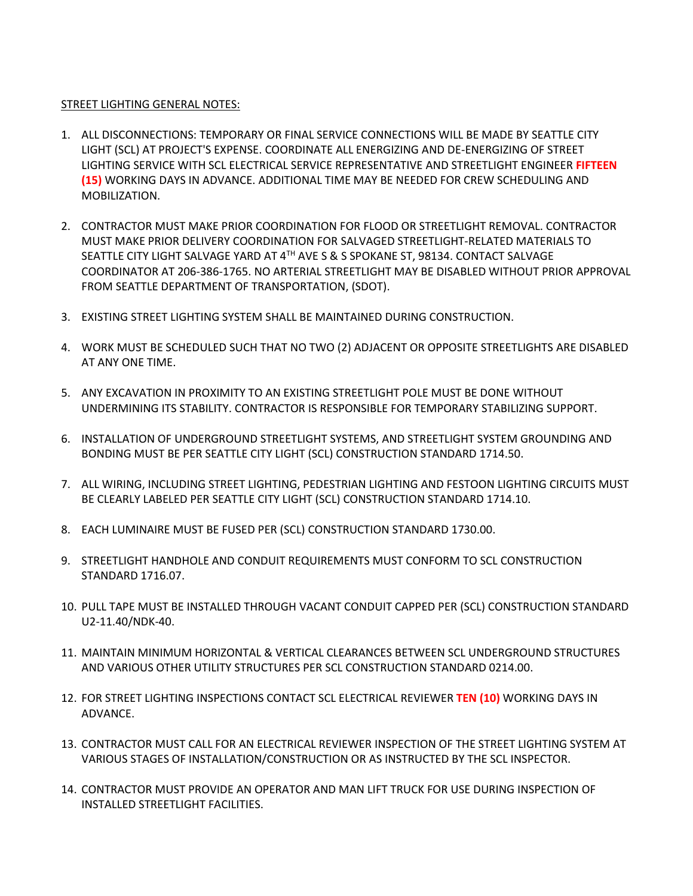STREET LIGHTING GENERAL NOTES:

1. ALL DISCONNECTIONS: TEMPORARY OR FINAL SERVICE CONNECTIONS WILL BE MADE BY SEATTLE CITY LIGHT (SCL) AT PROJECT'S EXPENSE. COORDINATE ALL ENERGIZING AND DE-ENERGIZING OF STREET LIGHTING SERVICE WITH SCL ELECTRICAL SERVICE REPRESENTATIVE AND STREETLIGHT ENGINEER **FIFTEEN (15)** WORKING DAYS IN ADVANCE. ADDITIONAL TIME MAY BE NEEDED FOR CREW SCHEDULING AND MOBILIZATION.

2. CONTRACTOR MUST MAKE PRIOR COORDINATION FOR FLOOD OR STREETLIGHT REMOVAL. CONTRACTOR MUST MAKE PRIOR DELIVERY COORDINATION FOR SALVAGED STREETLIGHT-RELATED MATERIALS TO SEATTLE CITY LIGHT SALVAGE YARD AT 4TH AVE S & S SPOKANE ST, 98134. CONTACT SALVAGE COORDINATOR AT 206-386-1765. NO ARTERIAL STREETLIGHT MAY BE DISABLED WITHOUT PRIOR APPROVAL FROM SEATTLE DEPARTMENT OF TRANSPORTATION, (SDOT).

3. EXISTING STREET LIGHTING SYSTEM SHALL BE MAINTAINED DURING CONSTRUCTION.

4. WORK MUST BE SCHEDULED SUCH THAT NO TWO (2) ADJACENT OR OPPOSITE STREETLIGHTS ARE DISABLED AT ANY ONE TIME.

5. ANY EXCAVATION IN PROXIMITY TO AN EXISTING STREETLIGHT POLE MUST BE DONE WITHOUT UNDERMINING ITS STABILITY. CONTRACTOR IS RESPONSIBLE FOR TEMPORARY STABILIZING SUPPORT.

6. INSTALLATION OF UNDERGROUND STREETLIGHT SYSTEMS, AND STREETLIGHT SYSTEM GROUNDING AND BONDING MUST BE PER SEATTLE CITY LIGHT (SCL) CONSTRUCTION STANDARD 1714.50.

7. ALL WIRING, INCLUDING STREET LIGHTING, PEDESTRIAN LIGHTING AND FESTOON LIGHTING CIRCUITS MUST BE CLEARLY LABELED PER SEATTLE CITY LIGHT (SCL) CONSTRUCTION STANDARD 1714.10.

8. EACH LUMINAIRE MUST BE FUSED PER (SCL) CONSTRUCTION STANDARD 1730.00.

9. STREETLIGHT HANDHOLE AND CONDUIT REQUIREMENTS MUST CONFORM TO SCL CONSTRUCTION STANDARD 1716.07.

10. PULL TAPE MUST BE INSTALLED THROUGH VACANT CONDUIT CAPPED PER (SCL) CONSTRUCTION STANDARD U2-11.40/NDK-40.

11. MAINTAIN MINIMUM HORIZONTAL & VERTICAL CLEARANCES BETWEEN SCL UNDERGROUND STRUCTURES AND VARIOUS OTHER UTILITY STRUCTURES PER SCL CONSTRUCTION STANDARD 0214.00.

12. FOR STREET LIGHTING INSPECTIONS CONTACT SCL ELECTRICAL REVIEWER **TEN (10)** WORKING DAYS IN ADVANCE.

13. CONTRACTOR MUST CALL FOR AN ELECTRICAL REVIEWER INSPECTION OF THE STREET LIGHTING SYSTEM AT VARIOUS STAGES OF INSTALLATION/CONSTRUCTION OR AS INSTRUCTED BY THE SCL INSPECTOR.

14. CONTRACTOR MUST PROVIDE AN OPERATOR AND MAN LIFT TRUCK FOR USE DURING INSPECTION OF INSTALLED STREETLIGHT FACILITIES.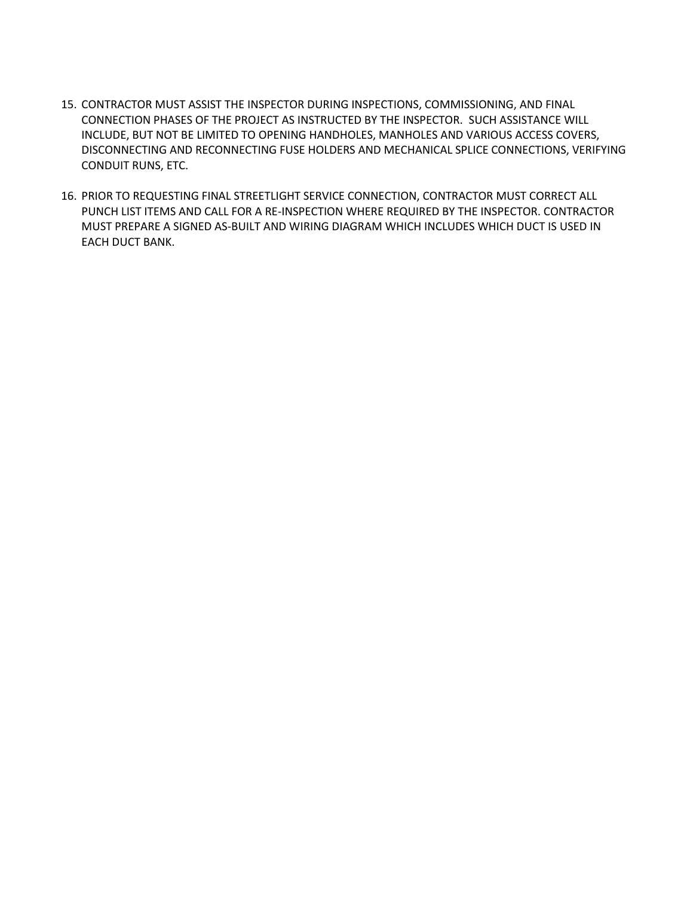15. CONTRACTOR MUST ASSIST THE INSPECTOR DURING INSPECTIONS, COMMISSIONING, AND FINAL CONNECTION PHASES OF THE PROJECT AS INSTRUCTED BY THE INSPECTOR. SUCH ASSISTANCE WILL INCLUDE, BUT NOT BE LIMITED TO OPENING HANDHOLES, MANHOLES AND VARIOUS ACCESS COVERS, DISCONNECTING AND RECONNECTING FUSE HOLDERS AND MECHANICAL SPLICE CONNECTIONS, VERIFYING CONDUIT RUNS, ETC.

16. PRIOR TO REQUESTING FINAL STREETLIGHT SERVICE CONNECTION, CONTRACTOR MUST CORRECT ALL PUNCH LIST ITEMS AND CALL FOR A RE-INSPECTION WHERE REQUIRED BY THE INSPECTOR. CONTRACTOR MUST PREPARE A SIGNED AS-BUILT AND WIRING DIAGRAM WHICH INCLUDES WHICH DUCT IS USED IN EACH DUCT BANK.